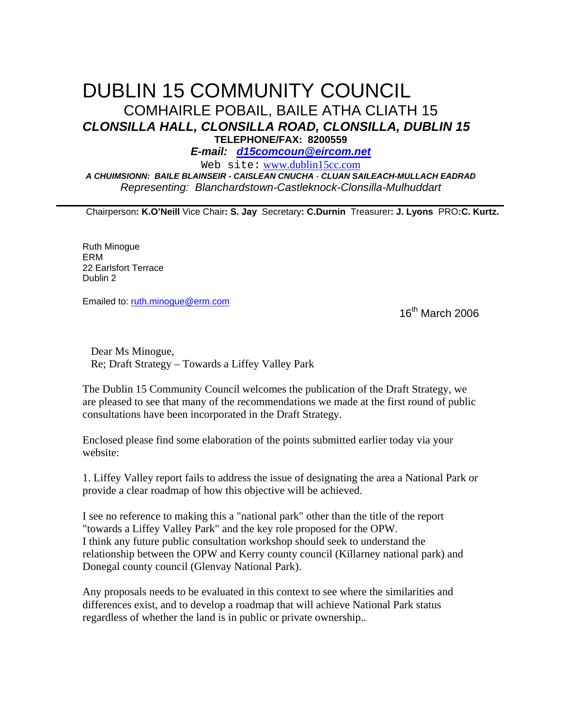# DUBLIN 15 COMMUNITY COUNCIL

COMHAIRLE POBAIL, BAILE ATHA CLIATH 15

***CLONSILLA HALL, CLONSILLA ROAD, CLONSILLA, DUBLIN 15***

**TELEPHONE/FAX: 8200559**

***E-mail: d15comcoun@eircom.net***

Web site: www.dublin15cc.com

***A CHUIMSIONN: BAILE BLAINSEIR - CAISLEAN CNUCHA - CLUAN SAILEACH-MULLACH EADRAD***

*Representing: Blanchardstown-Castleknock-Clonsilla-Mulhuddart*

---

Chairperson**: K.O'Neill** Vice Chair**: S. Jay** Secretary**: C.Durnin** Treasurer**: J. Lyons** PRO**:C. Kurtz.**

Ruth Minogue
ERM
22 Earlsfort Terrace
Dublin 2

Emailed to: ruth.minogue@erm.com

16th March 2006

Dear Ms Minogue,
Re; Draft Strategy – Towards a Liffey Valley Park

The Dublin 15 Community Council welcomes the publication of the Draft Strategy, we are pleased to see that many of the recommendations we made at the first round of public consultations have been incorporated in the Draft Strategy.

Enclosed please find some elaboration of the points submitted earlier today via your website:

1. Liffey Valley report fails to address the issue of designating the area a National Park or provide a clear roadmap of how this objective will be achieved.

I see no reference to making this a "national park" other than the title of the report "towards a Liffey Valley Park" and the key role proposed for the OPW.
I think any future public consultation workshop should seek to understand the relationship between the OPW and Kerry county council (Killarney national park) and Donegal county council (Glenvay National Park).

Any proposals needs to be evaluated in this context to see where the similarities and differences exist, and to develop a roadmap that will achieve National Park status regardless of whether the land is in public or private ownership..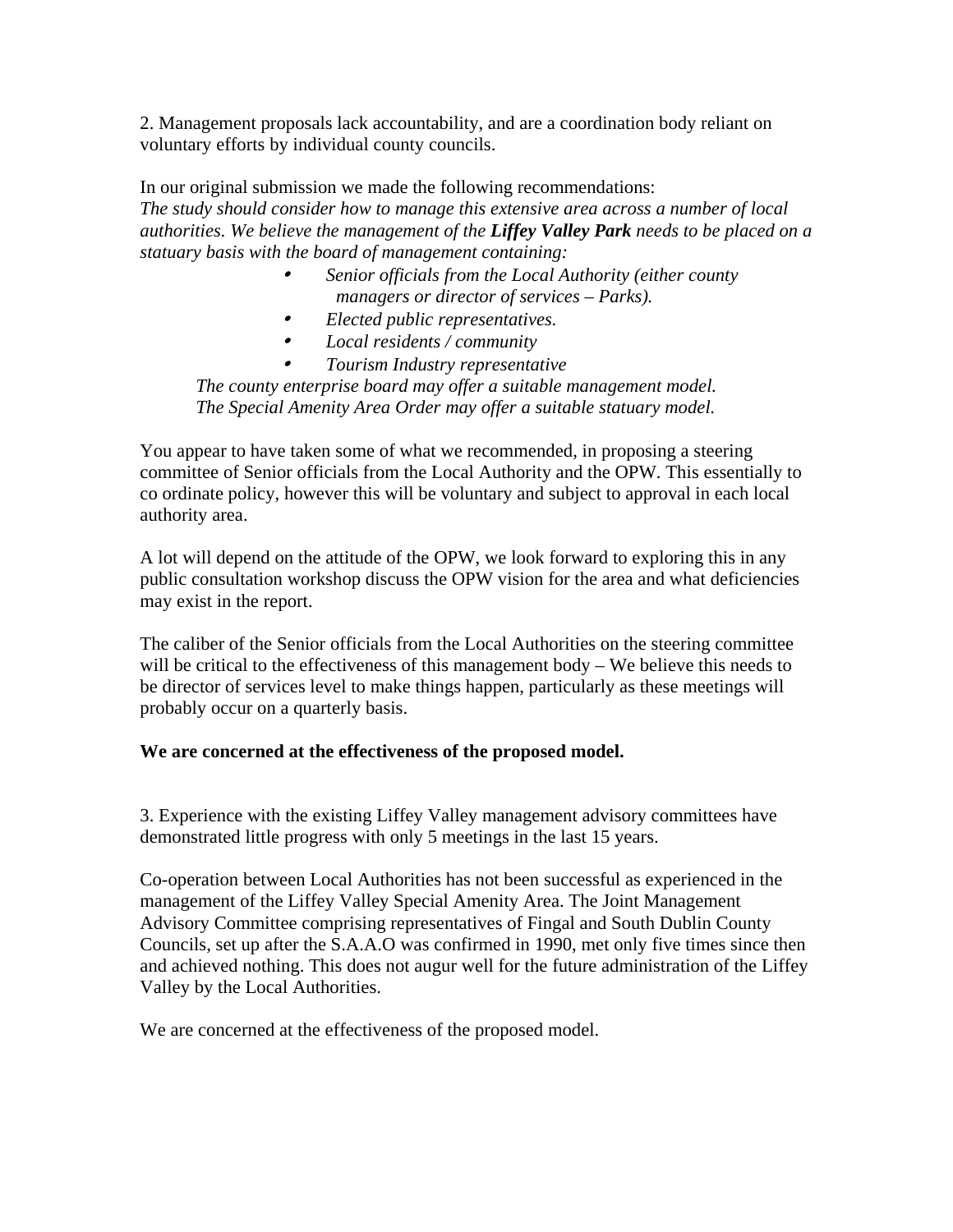2. Management proposals lack accountability, and are a coordination body reliant on voluntary efforts by individual county councils.

In our original submission we made the following recommendations:
*The study should consider how to manage this extensive area across a number of local authorities. We believe the management of the* ***Liffey Valley Park*** *needs to be placed on a statuary basis with the board of management containing:*

- *Senior officials from the Local Authority (either county managers or director of services – Parks).*
- *Elected public representatives.*
- *Local residents / community*
- *Tourism Industry representative*

*The county enterprise board may offer a suitable management model.*
*The Special Amenity Area Order may offer a suitable statuary model.*

You appear to have taken some of what we recommended, in proposing a steering committee of Senior officials from the Local Authority and the OPW. This essentially to co ordinate policy, however this will be voluntary and subject to approval in each local authority area.

A lot will depend on the attitude of the OPW, we look forward to exploring this in any public consultation workshop discuss the OPW vision for the area and what deficiencies may exist in the report.

The caliber of the Senior officials from the Local Authorities on the steering committee will be critical to the effectiveness of this management body – We believe this needs to be director of services level to make things happen, particularly as these meetings will probably occur on a quarterly basis.

**We are concerned at the effectiveness of the proposed model.**

3. Experience with the existing Liffey Valley management advisory committees have demonstrated little progress with only 5 meetings in the last 15 years.

Co-operation between Local Authorities has not been successful as experienced in the management of the Liffey Valley Special Amenity Area. The Joint Management Advisory Committee comprising representatives of Fingal and South Dublin County Councils, set up after the S.A.A.O was confirmed in 1990, met only five times since then and achieved nothing. This does not augur well for the future administration of the Liffey Valley by the Local Authorities.

We are concerned at the effectiveness of the proposed model.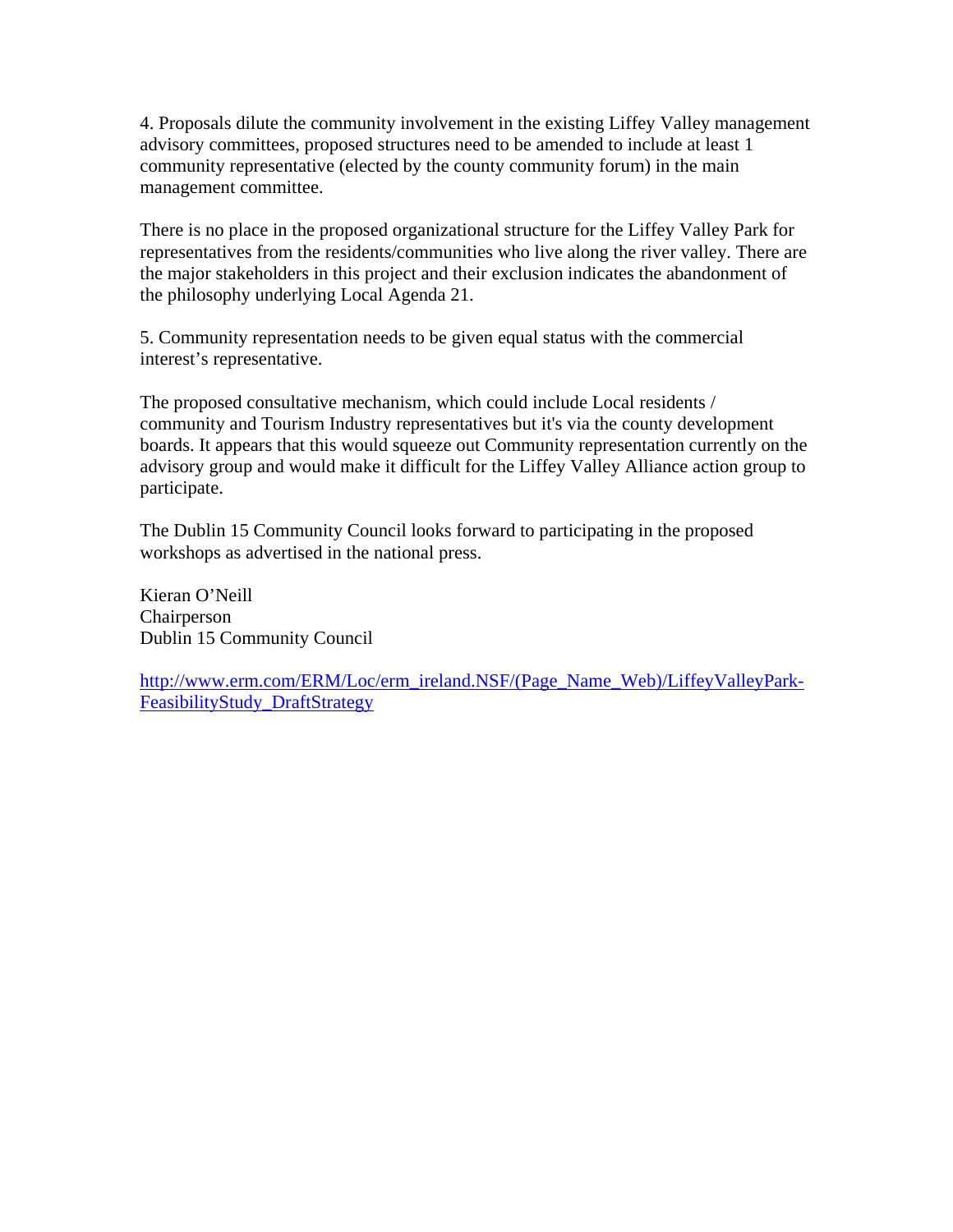4. Proposals dilute the community involvement in the existing Liffey Valley management advisory committees, proposed structures need to be amended to include at least 1 community representative (elected by the county community forum) in the main management committee.

There is no place in the proposed organizational structure for the Liffey Valley Park for representatives from the residents/communities who live along the river valley. There are the major stakeholders in this project and their exclusion indicates the abandonment of the philosophy underlying Local Agenda 21.

5. Community representation needs to be given equal status with the commercial interest's representative.

The proposed consultative mechanism, which could include Local residents / community and Tourism Industry representatives but it's via the county development boards. It appears that this would squeeze out Community representation currently on the advisory group and would make it difficult for the Liffey Valley Alliance action group to participate.

The Dublin 15 Community Council looks forward to participating in the proposed workshops as advertised in the national press.

Kieran O'Neill
Chairperson
Dublin 15 Community Council

http://www.erm.com/ERM/Loc/erm_ireland.NSF/(Page_Name_Web)/LiffeyValleyPark-FeasibilityStudy_DraftStrategy